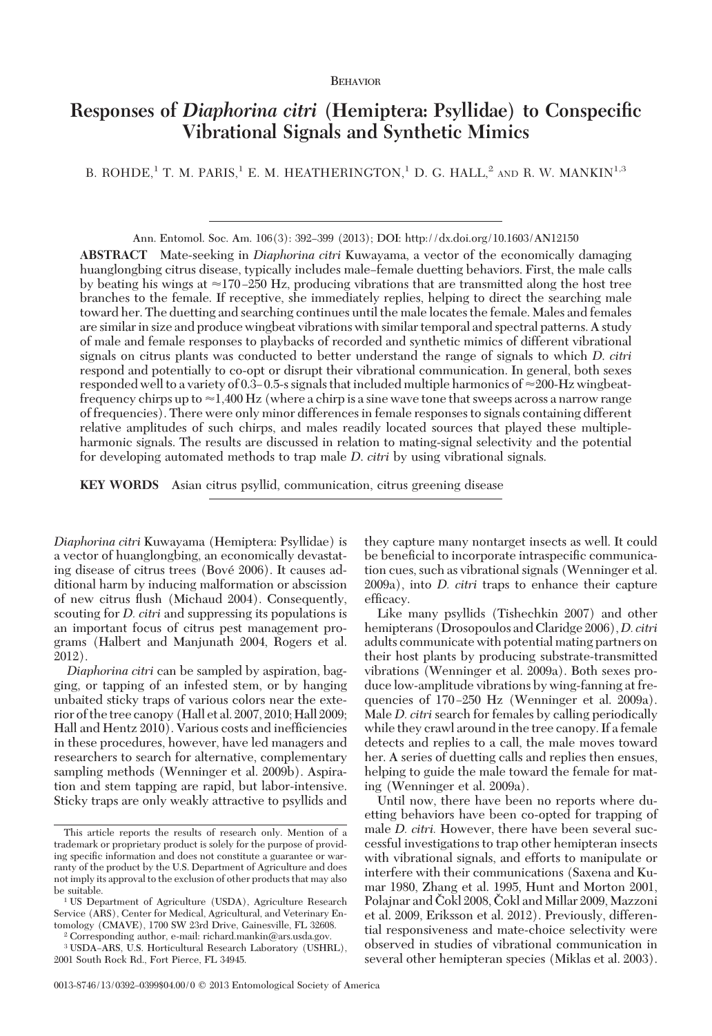BEHAVIOR

# Responses of *Diaphorina citri* (Hemiptera: Psyllidae) to Conspecific Vibrational Signals and Synthetic Mimics

B. ROHDE,[1] T. M. PARIS,[1] E. M. HEATHERINGTON,[1] D. G. HALL,[2] AND R. W. MANKIN[1,3]

Ann. Entomol. Soc. Am. 106(3): 392–399 (2013); DOI: http://dx.doi.org/10.1603/AN12150

**ABSTRACT** Mate-seeking in *Diaphorina citri* Kuwayama, a vector of the economically damaging huanglongbing citrus disease, typically includes male–female duetting behaviors. First, the male calls by beating his wings at ≈170–250 Hz, producing vibrations that are transmitted along the host tree branches to the female. If receptive, she immediately replies, helping to direct the searching male toward her. The duetting and searching continues until the male locates the female. Males and females are similar in size and produce wingbeat vibrations with similar temporal and spectral patterns. A study of male and female responses to playbacks of recorded and synthetic mimics of different vibrational signals on citrus plants was conducted to better understand the range of signals to which *D. citri* respond and potentially to co-opt or disrupt their vibrational communication. In general, both sexes responded well to a variety of 0.3–0.5-s signals that included multiple harmonics of ≈200-Hz wingbeat-frequency chirps up to ≈1,400 Hz (where a chirp is a sine wave tone that sweeps across a narrow range of frequencies). There were only minor differences in female responses to signals containing different relative amplitudes of such chirps, and males readily located sources that played these multiple-harmonic signals. The results are discussed in relation to mating-signal selectivity and the potential for developing automated methods to trap male *D. citri* by using vibrational signals.

**KEY WORDS** Asian citrus psyllid, communication, citrus greening disease

*Diaphorina citri* Kuwayama (Hemiptera: Psyllidae) is a vector of huanglongbing, an economically devastating disease of citrus trees (Bové 2006). It causes additional harm by inducing malformation or abscission of new citrus flush (Michaud 2004). Consequently, scouting for *D. citri* and suppressing its populations is an important focus of citrus pest management programs (Halbert and Manjunath 2004, Rogers et al. 2012).

*Diaphorina citri* can be sampled by aspiration, bagging, or tapping of an infested stem, or by hanging unbaited sticky traps of various colors near the exterior of the tree canopy (Hall et al. 2007, 2010; Hall 2009; Hall and Hentz 2010). Various costs and inefficiencies in these procedures, however, have led managers and researchers to search for alternative, complementary sampling methods (Wenninger et al. 2009b). Aspiration and stem tapping are rapid, but labor-intensive. Sticky traps are only weakly attractive to psyllids and they capture many nontarget insects as well. It could be beneficial to incorporate intraspecific communication cues, such as vibrational signals (Wenninger et al. 2009a), into *D. citri* traps to enhance their capture efficacy.

Like many psyllids (Tishechkin 2007) and other hemipterans (Drosopoulos and Claridge 2006), *D. citri* adults communicate with potential mating partners on their host plants by producing substrate-transmitted vibrations (Wenninger et al. 2009a). Both sexes produce low-amplitude vibrations by wing-fanning at frequencies of 170–250 Hz (Wenninger et al. 2009a). Male *D. citri* search for females by calling periodically while they crawl around in the tree canopy. If a female detects and replies to a call, the male moves toward her. A series of duetting calls and replies then ensues, helping to guide the male toward the female for mating (Wenninger et al. 2009a).

Until now, there have been no reports where duetting behaviors have been co-opted for trapping of male *D. citri.* However, there have been several successful investigations to trap other hemipteran insects with vibrational signals, and efforts to manipulate or interfere with their communications (Saxena and Kumar 1980, Zhang et al. 1995, Hunt and Morton 2001, Polajnar and Čokl 2008, Čokl and Millar 2009, Mazzoni et al. 2009, Eriksson et al. 2012). Previously, differential responsiveness and mate-choice selectivity were observed in studies of vibrational communication in several other hemipteran species (Miklas et al. 2003).

This article reports the results of research only. Mention of a trademark or proprietary product is solely for the purpose of providing specific information and does not constitute a guarantee or warranty of the product by the U.S. Department of Agriculture and does not imply its approval to the exclusion of other products that may also be suitable.

[1] US Department of Agriculture (USDA), Agriculture Research Service (ARS), Center for Medical, Agricultural, and Veterinary Entomology (CMAVE), 1700 SW 23rd Drive, Gainesville, FL 32608.

[2] Corresponding author, e-mail: richard.mankin@ars.usda.gov.

[3] USDA–ARS, U.S. Horticultural Research Laboratory (USHRL), 2001 South Rock Rd., Fort Pierce, FL 34945.

0013-8746/13/0392–0399$04.00/0 © 2013 Entomological Society of America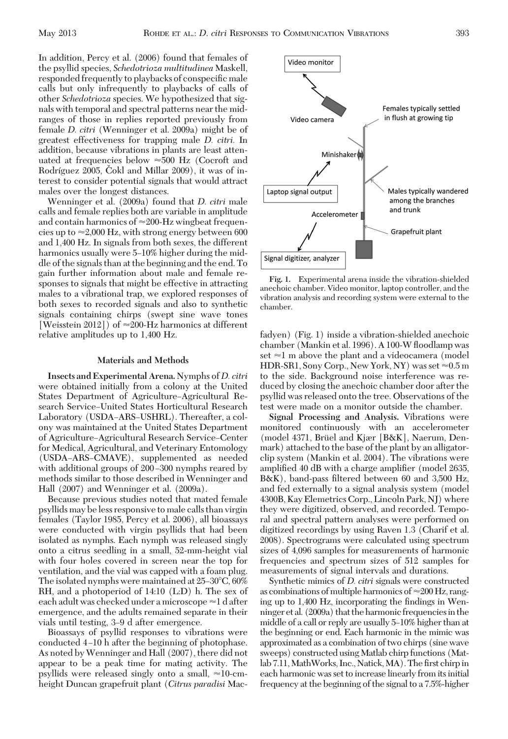In addition, Percy et al. (2006) found that females of the psyllid species, *Schedotrioza multitudinea* Maskell, responded frequently to playbacks of conspecific male calls but only infrequently to playbacks of calls of other *Schedotrioza* species. We hypothesized that signals with temporal and spectral patterns near the midranges of those in replies reported previously from female *D. citri* (Wenninger et al. 2009a) might be of greatest effectiveness for trapping male *D. citri*. In addition, because vibrations in plants are least attenuated at frequencies below ≈500 Hz (Cocroft and Rodríguez 2005, Čokl and Millar 2009), it was of interest to consider potential signals that would attract males over the longest distances.

Wenninger et al. (2009a) found that *D. citri* male calls and female replies both are variable in amplitude and contain harmonics of ≈200-Hz wingbeat frequencies up to ≈2,000 Hz, with strong energy between 600 and 1,400 Hz. In signals from both sexes, the different harmonics usually were 5–10% higher during the middle of the signals than at the beginning and the end. To gain further information about male and female responses to signals that might be effective in attracting males to a vibrational trap, we explored responses of both sexes to recorded signals and also to synthetic signals containing chirps (swept sine wave tones [Weisstein 2012]) of ≈200-Hz harmonics at different relative amplitudes up to 1,400 Hz.

## Materials and Methods

**Insects and Experimental Arena.** Nymphs of *D. citri* were obtained initially from a colony at the United States Department of Agriculture–Agricultural Research Service–United States Horticultural Research Laboratory (USDA–ARS–USHRL). Thereafter, a colony was maintained at the United States Department of Agriculture–Agricultural Research Service–Center for Medical, Agricultural, and Veterinary Entomology (USDA–ARS–CMAVE), supplemented as needed with additional groups of 200–300 nymphs reared by methods similar to those described in Wenninger and Hall (2007) and Wenninger et al. (2009a).

Because previous studies noted that mated female psyllids may be less responsive to male calls than virgin females (Taylor 1985, Percy et al. 2006), all bioassays were conducted with virgin psyllids that had been isolated as nymphs. Each nymph was released singly onto a citrus seedling in a small, 52-mm-height vial with four holes covered in screen near the top for ventilation, and the vial was capped with a foam plug. The isolated nymphs were maintained at 25–30°C, 60% RH, and a photoperiod of 14:10 (L:D) h. The sex of each adult was checked under a microscope ≈1 d after emergence, and the adults remained separate in their vials until testing, 3–9 d after emergence.

Bioassays of psyllid responses to vibrations were conducted 4–10 h after the beginning of photophase. As noted by Wenninger and Hall (2007), there did not appear to be a peak time for mating activity. The psyllids were released singly onto a small, ≈10-cm-height Duncan grapefruit plant (*Citrus paradisi* Macfadyen) (Fig. 1) inside a vibration-shielded anechoic chamber (Mankin et al. 1996). A 100-W floodlamp was set ≈1 m above the plant and a videocamera (model HDR-SR1, Sony Corp., New York, NY) was set ≈0.5 m to the side. Background noise interference was reduced by closing the anechoic chamber door after the psyllid was released onto the tree. Observations of the test were made on a monitor outside the chamber.

Video monitor

Video camera

Females typically settled in flush at growing tip

Minishaker

Laptop signal output

Males typically wandered among the branches and trunk

Accelerometer

Grapefruit plant

Signal digitizer, analyzer

Fig. 1. Experimental arena inside the vibration-shielded anechoic chamber. Video monitor, laptop controller, and the vibration analysis and recording system were external to the chamber.

**Signal Processing and Analysis.** Vibrations were monitored continuously with an accelerometer (model 4371, Brüel and Kjær [B&K], Naerum, Denmark) attached to the base of the plant by an alligator-clip system (Mankin et al. 2004). The vibrations were amplified 40 dB with a charge amplifier (model 2635, B&K), band-pass filtered between 60 and 3,500 Hz, and fed externally to a signal analysis system (model 4300B, Kay Elemetrics Corp., Lincoln Park, NJ) where they were digitized, observed, and recorded. Temporal and spectral pattern analyses were performed on digitized recordings by using Raven 1.3 (Charif et al. 2008). Spectrograms were calculated using spectrum sizes of 4,096 samples for measurements of harmonic frequencies and spectrum sizes of 512 samples for measurements of signal intervals and durations.

Synthetic mimics of *D. citri* signals were constructed as combinations of multiple harmonics of ≈200 Hz, ranging up to 1,400 Hz, incorporating the findings in Wenninger et al. (2009a) that the harmonic frequencies in the middle of a call or reply are usually 5–10% higher than at the beginning or end. Each harmonic in the mimic was approximated as a combination of two chirps (sine wave sweeps) constructed using Matlab chirp functions (Matlab 7.11, MathWorks, Inc., Natick, MA). The first chirp in each harmonic was set to increase linearly from its initial frequency at the beginning of the signal to a 7.5%-higher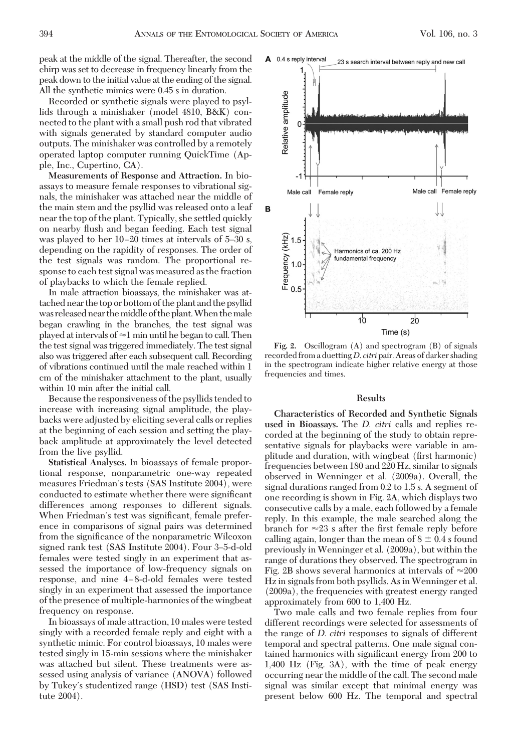peak at the middle of the signal. Thereafter, the second chirp was set to decrease in frequency linearly from the peak down to the initial value at the ending of the signal. All the synthetic mimics were 0.45 s in duration.

Recorded or synthetic signals were played to psyllids through a minishaker (model 4810, B&K) connected to the plant with a small push rod that vibrated with signals generated by standard computer audio outputs. The minishaker was controlled by a remotely operated laptop computer running QuickTime (Apple, Inc., Cupertino, CA).

**Measurements of Response and Attraction.** In bioassays to measure female responses to vibrational signals, the minishaker was attached near the middle of the main stem and the psyllid was released onto a leaf near the top of the plant. Typically, she settled quickly on nearby flush and began feeding. Each test signal was played to her 10–20 times at intervals of 5–30 s, depending on the rapidity of responses. The order of the test signals was random. The proportional response to each test signal was measured as the fraction of playbacks to which the female replied.

In male attraction bioassays, the minishaker was attached near the top or bottom of the plant and the psyllid was released near the middle of the plant. When the male began crawling in the branches, the test signal was played at intervals of ≈1 min until he began to call. Then the test signal was triggered immediately. The test signal also was triggered after each subsequent call. Recording of vibrations continued until the male reached within 1 cm of the minishaker attachment to the plant, usually within 10 min after the initial call.

Because the responsiveness of the psyllids tended to increase with increasing signal amplitude, the playbacks were adjusted by eliciting several calls or replies at the beginning of each session and setting the playback amplitude at approximately the level detected from the live psyllid.

**Statistical Analyses.** In bioassays of female proportional response, nonparametric one-way repeated measures Friedman's tests (SAS Institute 2004), were conducted to estimate whether there were significant differences among responses to different signals. When Friedman's test was significant, female preference in comparisons of signal pairs was determined from the significance of the nonparametric Wilcoxon signed rank test (SAS Institute 2004). Four 3–5-d-old females were tested singly in an experiment that assessed the importance of low-frequency signals on response, and nine 4–8-d-old females were tested singly in an experiment that assessed the importance of the presence of multiple-harmonics of the wingbeat frequency on response.

In bioassays of male attraction, 10 males were tested singly with a recorded female reply and eight with a synthetic mimic. For control bioassays, 10 males were tested singly in 15-min sessions where the minishaker was attached but silent. These treatments were assessed using analysis of variance (ANOVA) followed by Tukey's studentized range (HSD) test (SAS Institute 2004).

A
0.4 s reply interval
23 s search interval between reply and new call
Relative amplitude
1
0
-1
Male call
Female reply
Male call
Female reply

B
Frequency (kHz)
1.5
1.0
0.5
Harmonics of ca. 200 Hz fundamental frequency
10
20
Time (s)

**Fig. 2.** Oscillogram (A) and spectrogram (B) of signals recorded from a duetting *D. citri* pair. Areas of darker shading in the spectrogram indicate higher relative energy at those frequencies and times.

## Results

**Characteristics of Recorded and Synthetic Signals used in Bioassays.** The *D. citri* calls and replies recorded at the beginning of the study to obtain representative signals for playbacks were variable in amplitude and duration, with wingbeat (first harmonic) frequencies between 180 and 220 Hz, similar to signals observed in Wenninger et al. (2009a). Overall, the signal durations ranged from 0.2 to 1.5 s. A segment of one recording is shown in Fig. 2A, which displays two consecutive calls by a male, each followed by a female reply. In this example, the male searched along the branch for ≈23 s after the first female reply before calling again, longer than the mean of 8 ± 0.4 s found previously in Wenninger et al. (2009a), but within the range of durations they observed. The spectrogram in Fig. 2B shows several harmonics at intervals of ≈200 Hz in signals from both psyllids. As in Wenninger et al. (2009a), the frequencies with greatest energy ranged approximately from 600 to 1,400 Hz.

Two male calls and two female replies from four different recordings were selected for assessments of the range of *D. citri* responses to signals of different temporal and spectral patterns. One male signal contained harmonics with significant energy from 200 to 1,400 Hz (Fig. 3A), with the time of peak energy occurring near the middle of the call. The second male signal was similar except that minimal energy was present below 600 Hz. The temporal and spectral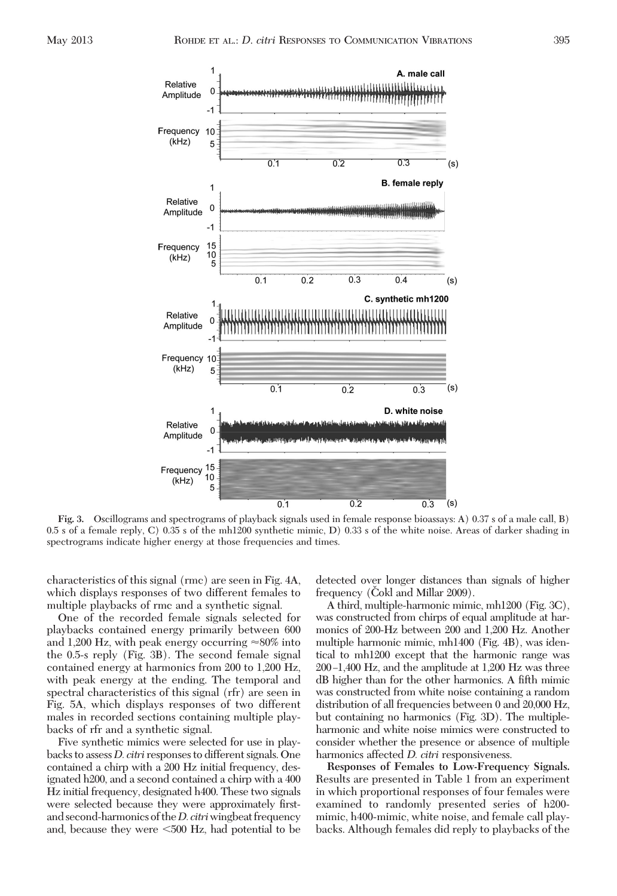A. male call

Relative Amplitude

1
0
-1

Frequency (kHz)

10
5

0.1 0.2 0.3 (s)

B. female reply

Relative Amplitude

1
0
-1

Frequency (kHz)

15
10
5

0.1 0.2 0.3 0.4 (s)

C. synthetic mh1200

Relative Amplitude

1
0
-1

Frequency (kHz)

10
5

0.1 0.2 0.3 (s)

D. white noise

Relative Amplitude

1
0
-1

Frequency (kHz)

15
10
5

0.1 0.2 0.3 (s)

**Fig. 3.** Oscillograms and spectrograms of playback signals used in female response bioassays: A) 0.37 s of a male call, B) 0.5 s of a female reply, C) 0.35 s of the mh1200 synthetic mimic, D) 0.33 s of the white noise. Areas of darker shading in spectrograms indicate higher energy at those frequencies and times.

characteristics of this signal (rmc) are seen in Fig. 4A, which displays responses of two different females to multiple playbacks of rmc and a synthetic signal.

One of the recorded female signals selected for playbacks contained energy primarily between 600 and 1,200 Hz, with peak energy occurring ≈80% into the 0.5-s reply (Fig. 3B). The second female signal contained energy at harmonics from 200 to 1,200 Hz, with peak energy at the ending. The temporal and spectral characteristics of this signal (rfr) are seen in Fig. 5A, which displays responses of two different males in recorded sections containing multiple playbacks of rfr and a synthetic signal.

Five synthetic mimics were selected for use in playbacks to assess *D. citri* responses to different signals. One contained a chirp with a 200 Hz initial frequency, designated h200, and a second contained a chirp with a 400 Hz initial frequency, designated h400. These two signals were selected because they were approximately first- and second-harmonics of the *D. citri* wingbeat frequency and, because they were <500 Hz, had potential to be detected over longer distances than signals of higher frequency (Čokl and Millar 2009).

A third, multiple-harmonic mimic, mh1200 (Fig. 3C), was constructed from chirps of equal amplitude at harmonics of 200-Hz between 200 and 1,200 Hz. Another multiple harmonic mimic, mh1400 (Fig. 4B), was identical to mh1200 except that the harmonic range was 200–1,400 Hz, and the amplitude at 1,200 Hz was three dB higher than for the other harmonics. A fifth mimic was constructed from white noise containing a random distribution of all frequencies between 0 and 20,000 Hz, but containing no harmonics (Fig. 3D). The multiple-harmonic and white noise mimics were constructed to consider whether the presence or absence of multiple harmonics affected *D. citri* responsiveness.

**Responses of Females to Low-Frequency Signals.** Results are presented in Table 1 from an experiment in which proportional responses of four females were examined to randomly presented series of h200-mimic, h400-mimic, white noise, and female call playbacks. Although females did reply to playbacks of the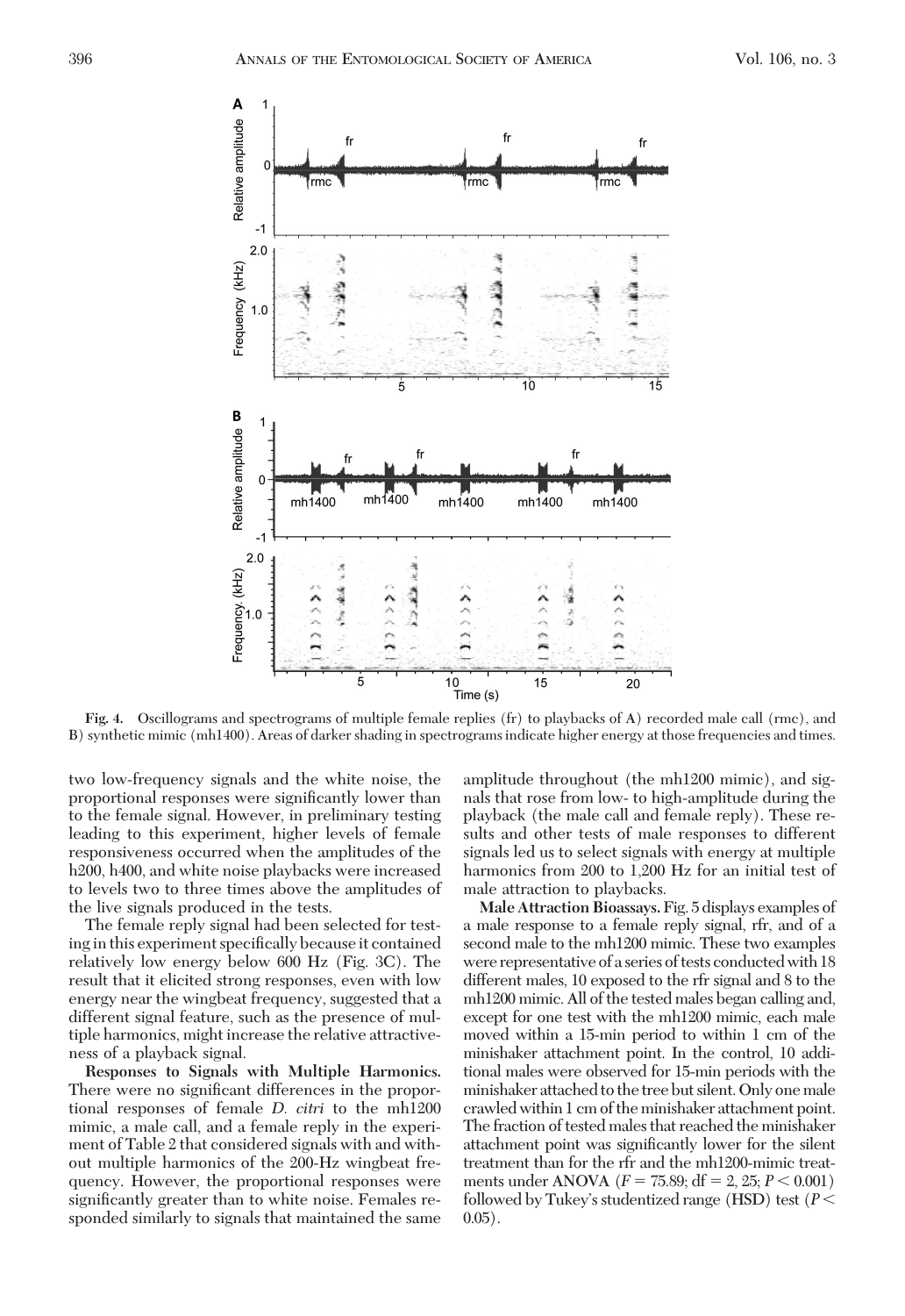A
1
Relative amplitude
0
-1
fr
fr
fr
rmc
rmc
rmc
2.0
Frequency (kHz)
1.0
5
10
15

B
1
Relative amplitude
0
-1
fr
fr
fr
mh1400
mh1400
mh1400
mh1400
mh1400
2.0
Frequency. (kHz)
1.0
5
10
15
20
Time (s)

**Fig. 4.** Oscillograms and spectrograms of multiple female replies (fr) to playbacks of A) recorded male call (rmc), and B) synthetic mimic (mh1400). Areas of darker shading in spectrograms indicate higher energy at those frequencies and times.

two low-frequency signals and the white noise, the proportional responses were significantly lower than to the female signal. However, in preliminary testing leading to this experiment, higher levels of female responsiveness occurred when the amplitudes of the h200, h400, and white noise playbacks were increased to levels two to three times above the amplitudes of the live signals produced in the tests.

The female reply signal had been selected for testing in this experiment specifically because it contained relatively low energy below 600 Hz (Fig. 3C). The result that it elicited strong responses, even with low energy near the wingbeat frequency, suggested that a different signal feature, such as the presence of multiple harmonics, might increase the relative attractiveness of a playback signal.

**Responses to Signals with Multiple Harmonics.** There were no significant differences in the proportional responses of female *D. citri* to the mh1200 mimic, a male call, and a female reply in the experiment of Table 2 that considered signals with and without multiple harmonics of the 200-Hz wingbeat frequency. However, the proportional responses were significantly greater than to white noise. Females responded similarly to signals that maintained the same amplitude throughout (the mh1200 mimic), and signals that rose from low- to high-amplitude during the playback (the male call and female reply). These results and other tests of male responses to different signals led us to select signals with energy at multiple harmonics from 200 to 1,200 Hz for an initial test of male attraction to playbacks.

**Male Attraction Bioassays.** Fig. 5 displays examples of a male response to a female reply signal, rfr, and of a second male to the mh1200 mimic. These two examples were representative of a series of tests conducted with 18 different males, 10 exposed to the rfr signal and 8 to the mh1200 mimic. All of the tested males began calling and, except for one test with the mh1200 mimic, each male moved within a 15-min period to within 1 cm of the minishaker attachment point. In the control, 10 additional males were observed for 15-min periods with the minishaker attached to the tree but silent. Only one male crawled within 1 cm of the minishaker attachment point. The fraction of tested males that reached the minishaker attachment point was significantly lower for the silent treatment than for the rfr and the mh1200-mimic treatments under ANOVA ($F = 75.89$; df = 2, 25; $P < 0.001$) followed by Tukey's studentized range (HSD) test ($P < 0.05$).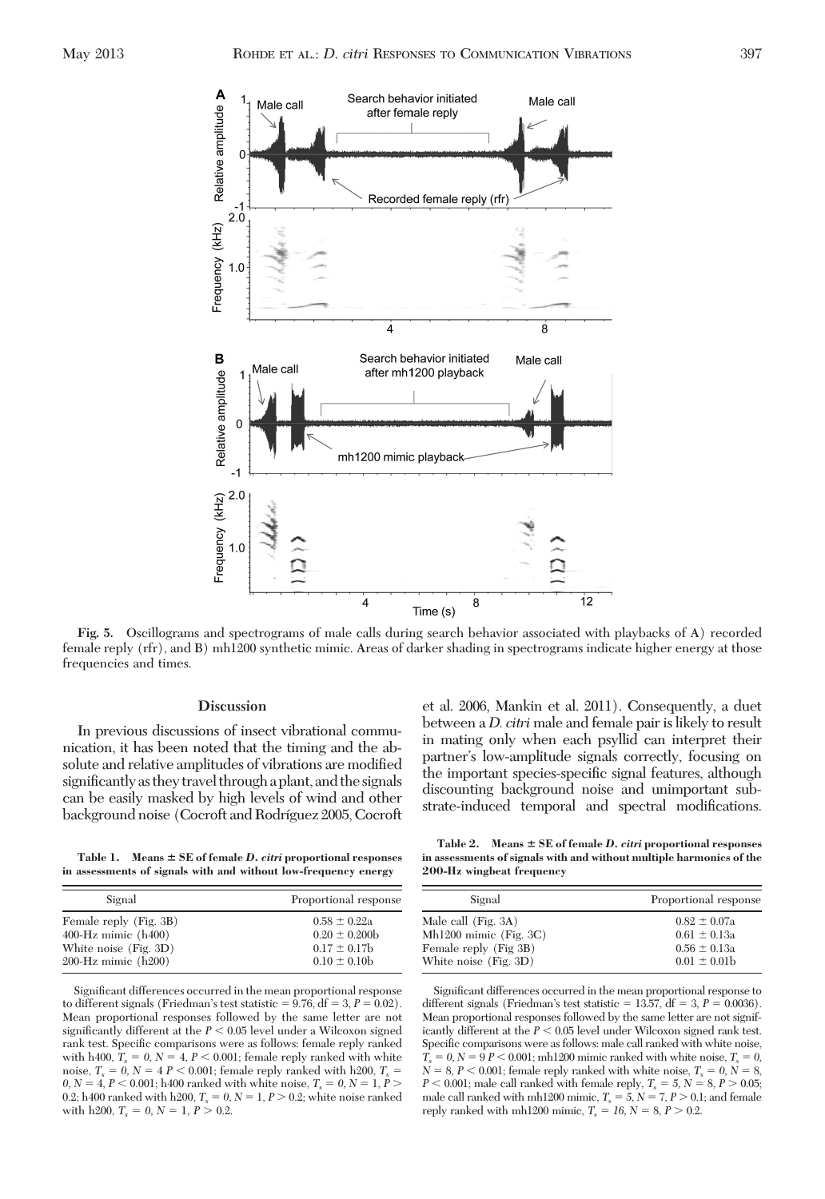Fig. 5. Oscillograms and spectrograms of male calls during search behavior associated with playbacks of A) recorded female reply (rfr), and B) mh1200 synthetic mimic. Areas of darker shading in spectrograms indicate higher energy at those frequencies and times.

## Discussion

In previous discussions of insect vibrational communication, it has been noted that the timing and the absolute and relative amplitudes of vibrations are modified significantly as they travel through a plant, and the signals can be easily masked by high levels of wind and other background noise (Cocroft and Rodríguez 2005, Cocroft et al. 2006, Mankin et al. 2011). Consequently, a duet between a *D. citri* male and female pair is likely to result in mating only when each psyllid can interpret their partner's low-amplitude signals correctly, focusing on the important species-specific signal features, although discounting background noise and unimportant substrate-induced temporal and spectral modifications.

**Table 1. Means ± SE of female *D. citri* proportional responses in assessments of signals with and without low-frequency energy**

| Signal | Proportional response |
|---|---|
| Female reply (Fig. 3B) | 0.58 ± 0.22a |
| 400-Hz mimic (h400) | 0.20 ± 0.200b |
| White noise (Fig. 3D) | 0.17 ± 0.17b |
| 200-Hz mimic (h200) | 0.10 ± 0.10b |

Significant differences occurred in the mean proportional response to different signals (Friedman's test statistic = 9.76, df = 3, $P = 0.02$). Mean proportional responses followed by the same letter are not significantly different at the $P < 0.05$ level under a Wilcoxon signed rank test. Specific comparisons were as follows: female reply ranked with h400, $T_s = 0$, $N = 4$, $P < 0.001$; female reply ranked with white noise, $T_s = 0$, $N = 4$ $P < 0.001$; female reply ranked with h200, $T_s = 0$, $N = 4$, $P < 0.001$; h400 ranked with white noise, $T_s = 0$, $N = 1$, $P > 0.2$; h400 ranked with h200, $T_s = 0$, $N = 1$, $P > 0.2$; white noise ranked with h200, $T_s = 0$, $N = 1$, $P > 0.2$.

**Table 2. Means ± SE of female *D. citri* proportional responses in assessments of signals with and without multiple harmonics of the 200-Hz wingbeat frequency**

| Signal | Proportional response |
|---|---|
| Male call (Fig. 3A) | 0.82 ± 0.07a |
| Mh1200 mimic (Fig. 3C) | 0.61 ± 0.13a |
| Female reply (Fig 3B) | 0.56 ± 0.13a |
| White noise (Fig. 3D) | 0.01 ± 0.01b |

Significant differences occurred in the mean proportional response to different signals (Friedman's test statistic = 13.57, df = 3, $P = 0.0036$). Mean proportional responses followed by the same letter are not significantly different at the $P < 0.05$ level under Wilcoxon signed rank test. Specific comparisons were as follows: male call ranked with white noise, $T_s = 0$, $N = 9$ $P < 0.001$; mh1200 mimic ranked with white noise, $T_s = 0$, $N = 8$, $P < 0.001$; female reply ranked with white noise, $T_s = 0$, $N = 8$, $P < 0.001$; male call ranked with female reply, $T_s = 5$, $N = 8$, $P > 0.05$; male call ranked with mh1200 mimic, $T_s = 5$, $N = 7$, $P > 0.1$; and female reply ranked with mh1200 mimic, $T_s = 16$, $N = 8$, $P > 0.2$.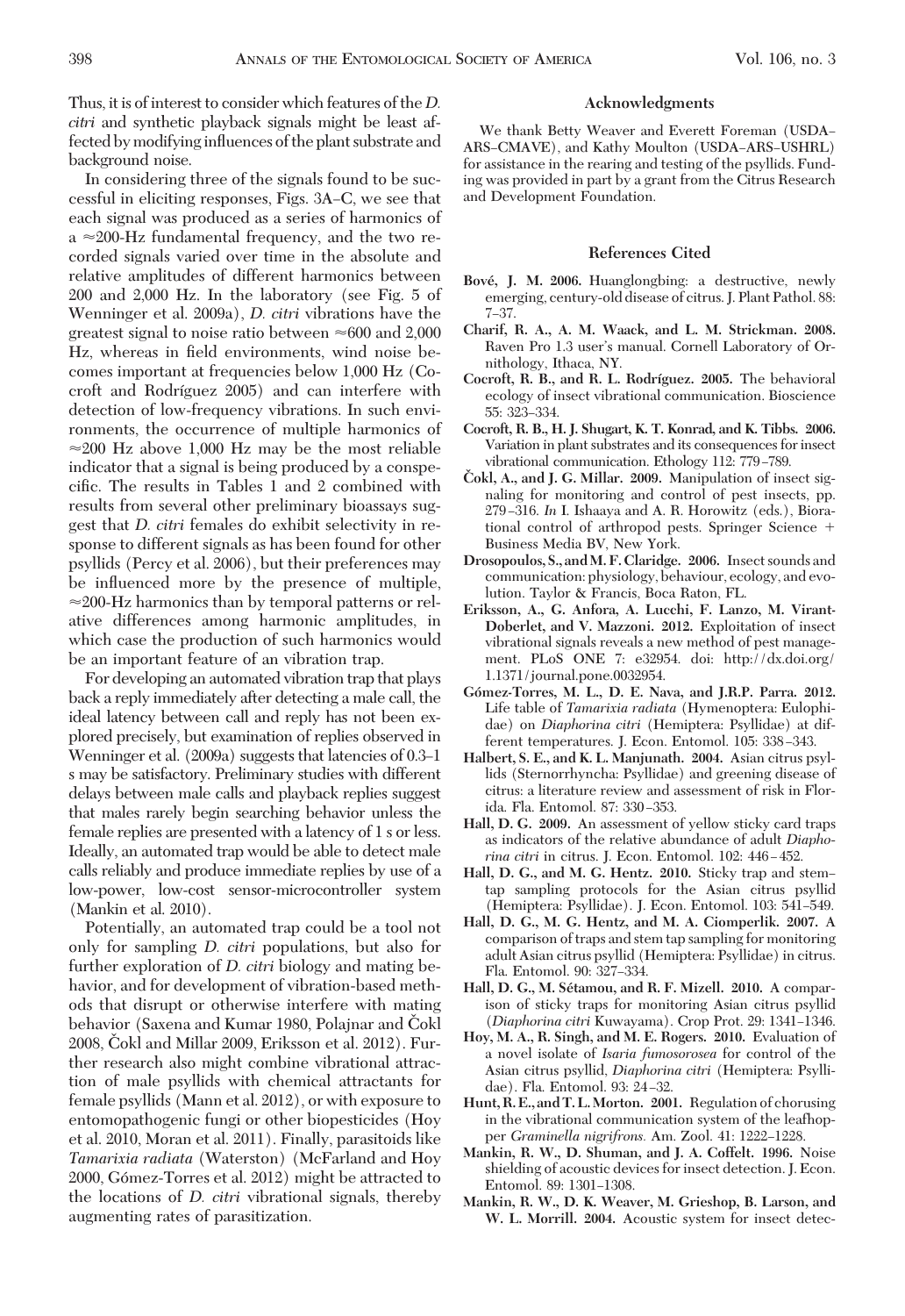Thus, it is of interest to consider which features of the *D. citri* and synthetic playback signals might be least affected by modifying influences of the plant substrate and background noise.

In considering three of the signals found to be successful in eliciting responses, Figs. 3A–C, we see that each signal was produced as a series of harmonics of a ≈200-Hz fundamental frequency, and the two recorded signals varied over time in the absolute and relative amplitudes of different harmonics between 200 and 2,000 Hz. In the laboratory (see Fig. 5 of Wenninger et al. 2009a), *D. citri* vibrations have the greatest signal to noise ratio between ≈600 and 2,000 Hz, whereas in field environments, wind noise becomes important at frequencies below 1,000 Hz (Cocroft and Rodríguez 2005) and can interfere with detection of low-frequency vibrations. In such environments, the occurrence of multiple harmonics of ≈200 Hz above 1,000 Hz may be the most reliable indicator that a signal is being produced by a conspecific. The results in Tables 1 and 2 combined with results from several other preliminary bioassays suggest that *D. citri* females do exhibit selectivity in response to different signals as has been found for other psyllids (Percy et al. 2006), but their preferences may be influenced more by the presence of multiple, ≈200-Hz harmonics than by temporal patterns or relative differences among harmonic amplitudes, in which case the production of such harmonics would be an important feature of an vibration trap.

For developing an automated vibration trap that plays back a reply immediately after detecting a male call, the ideal latency between call and reply has not been explored precisely, but examination of replies observed in Wenninger et al. (2009a) suggests that latencies of 0.3–1 s may be satisfactory. Preliminary studies with different delays between male calls and playback replies suggest that males rarely begin searching behavior unless the female replies are presented with a latency of 1 s or less. Ideally, an automated trap would be able to detect male calls reliably and produce immediate replies by use of a low-power, low-cost sensor-microcontroller system (Mankin et al. 2010).

Potentially, an automated trap could be a tool not only for sampling *D. citri* populations, but also for further exploration of *D. citri* biology and mating behavior, and for development of vibration-based methods that disrupt or otherwise interfere with mating behavior (Saxena and Kumar 1980, Polajnar and Čokl 2008, Čokl and Millar 2009, Eriksson et al. 2012). Further research also might combine vibrational attraction of male psyllids with chemical attractants for female psyllids (Mann et al. 2012), or with exposure to entomopathogenic fungi or other biopesticides (Hoy et al. 2010, Moran et al. 2011). Finally, parasitoids like *Tamarixia radiata* (Waterston) (McFarland and Hoy 2000, Gómez-Torres et al. 2012) might be attracted to the locations of *D. citri* vibrational signals, thereby augmenting rates of parasitization.

## Acknowledgments

We thank Betty Weaver and Everett Foreman (USDA–ARS–CMAVE), and Kathy Moulton (USDA–ARS–USHRL) for assistance in the rearing and testing of the psyllids. Funding was provided in part by a grant from the Citrus Research and Development Foundation.

## References Cited

**Bové, J. M. 2006.** Huanglongbing: a destructive, newly emerging, century-old disease of citrus. J. Plant Pathol. 88: 7–37.

**Charif, R. A., A. M. Waack, and L. M. Strickman. 2008.** Raven Pro 1.3 user's manual. Cornell Laboratory of Ornithology, Ithaca, NY.

**Cocroft, R. B., and R. L. Rodríguez. 2005.** The behavioral ecology of insect vibrational communication. Bioscience 55: 323–334.

**Cocroft, R. B., H. J. Shugart, K. T. Konrad, and K. Tibbs. 2006.** Variation in plant substrates and its consequences for insect vibrational communication. Ethology 112: 779–789.

**Čokl, A., and J. G. Millar. 2009.** Manipulation of insect signaling for monitoring and control of pest insects, pp. 279–316. *In* I. Ishaaya and A. R. Horowitz (eds.), Biorational control of arthropod pests. Springer Science + Business Media BV, New York.

**Drosopoulos, S., and M. F. Claridge. 2006.** Insect sounds and communication: physiology, behaviour, ecology, and evolution. Taylor & Francis, Boca Raton, FL.

**Eriksson, A., G. Anfora, A. Lucchi, F. Lanzo, M. Virant-Doberlet, and V. Mazzoni. 2012.** Exploitation of insect vibrational signals reveals a new method of pest management. PLoS ONE 7: e32954. doi: http://dx.doi.org/1.1371/journal.pone.0032954.

**Gómez-Torres, M. L., D. E. Nava, and J.R.P. Parra. 2012.** Life table of *Tamarixia radiata* (Hymenoptera: Eulophidae) on *Diaphorina citri* (Hemiptera: Psyllidae) at different temperatures. J. Econ. Entomol. 105: 338–343.

**Halbert, S. E., and K. L. Manjunath. 2004.** Asian citrus psyllids (Sternorrhyncha: Psyllidae) and greening disease of citrus: a literature review and assessment of risk in Florida. Fla. Entomol. 87: 330–353.

**Hall, D. G. 2009.** An assessment of yellow sticky card traps as indicators of the relative abundance of adult *Diaphorina citri* in citrus. J. Econ. Entomol. 102: 446–452.

**Hall, D. G., and M. G. Hentz. 2010.** Sticky trap and stem-tap sampling protocols for the Asian citrus psyllid (Hemiptera: Psyllidae). J. Econ. Entomol. 103: 541–549.

**Hall, D. G., M. G. Hentz, and M. A. Ciomperlik. 2007.** A comparison of traps and stem tap sampling for monitoring adult Asian citrus psyllid (Hemiptera: Psyllidae) in citrus. Fla. Entomol. 90: 327–334.

**Hall, D. G., M. Sétamou, and R. F. Mizell. 2010.** A comparison of sticky traps for monitoring Asian citrus psyllid (*Diaphorina citri* Kuwayama). Crop Prot. 29: 1341–1346.

**Hoy, M. A., R. Singh, and M. E. Rogers. 2010.** Evaluation of a novel isolate of *Isaria fumosorosea* for control of the Asian citrus psyllid, *Diaphorina citri* (Hemiptera: Psyllidae). Fla. Entomol. 93: 24–32.

**Hunt, R. E., and T. L. Morton. 2001.** Regulation of chorusing in the vibrational communication system of the leafhopper *Graminella nigrifrons.* Am. Zool. 41: 1222–1228.

**Mankin, R. W., D. Shuman, and J. A. Coffelt. 1996.** Noise shielding of acoustic devices for insect detection. J. Econ. Entomol. 89: 1301–1308.

**Mankin, R. W., D. K. Weaver, M. Grieshop, B. Larson, and W. L. Morrill. 2004.** Acoustic system for insect detec-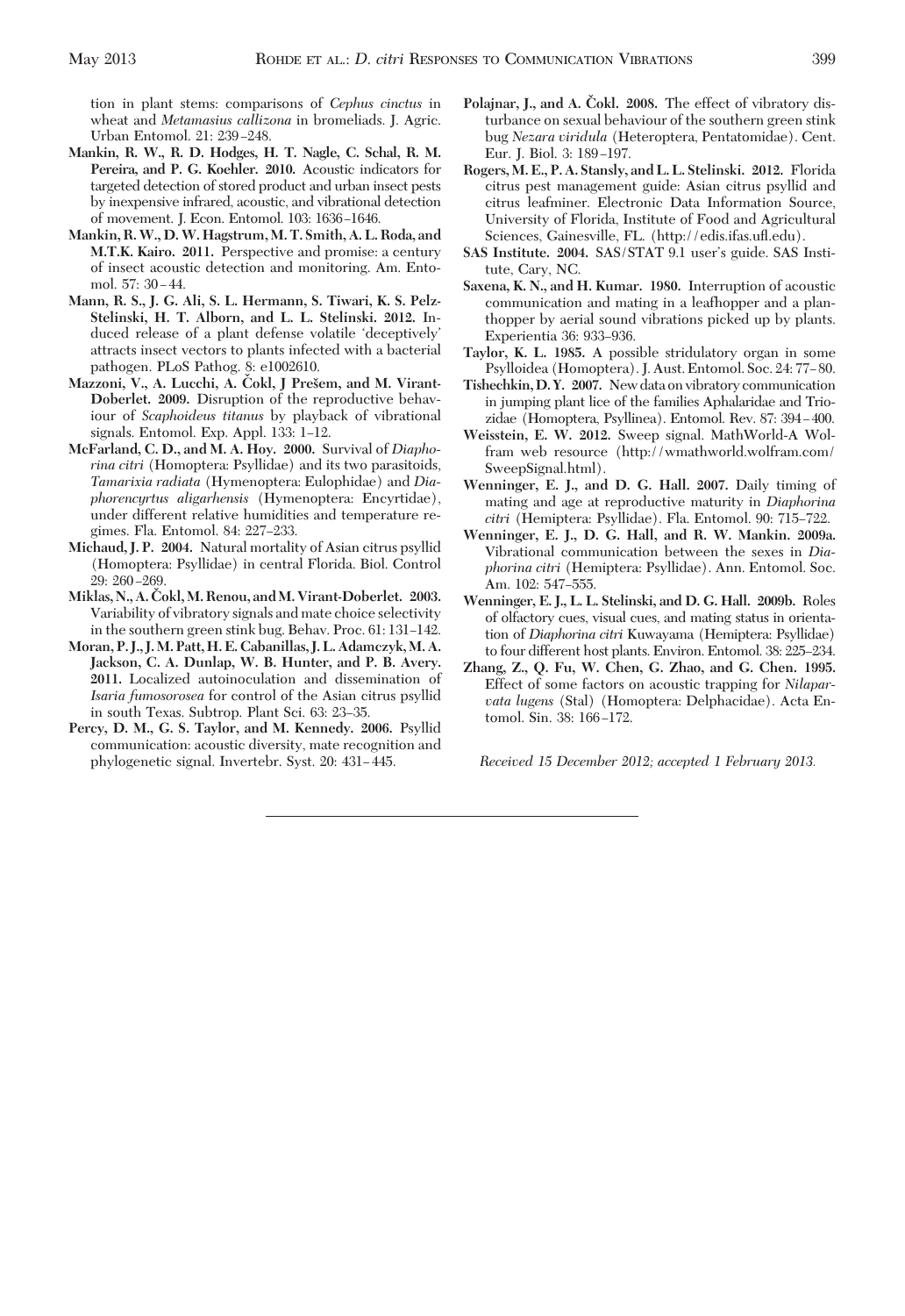tion in plant stems: comparisons of *Cephus cinctus* in wheat and *Metamasius callizona* in bromeliads. J. Agric. Urban Entomol. 21: 239–248.

**Mankin, R. W., R. D. Hodges, H. T. Nagle, C. Schal, R. M. Pereira, and P. G. Koehler. 2010.** Acoustic indicators for targeted detection of stored product and urban insect pests by inexpensive infrared, acoustic, and vibrational detection of movement. J. Econ. Entomol. 103: 1636–1646.

**Mankin, R. W., D. W. Hagstrum, M. T. Smith, A. L. Roda, and M.T.K. Kairo. 2011.** Perspective and promise: a century of insect acoustic detection and monitoring. Am. Entomol. 57: 30–44.

**Mann, R. S., J. G. Ali, S. L. Hermann, S. Tiwari, K. S. Pelz-Stelinski, H. T. Alborn, and L. L. Stelinski. 2012.** Induced release of a plant defense volatile 'deceptively' attracts insect vectors to plants infected with a bacterial pathogen. PLoS Pathog. 8: e1002610.

**Mazzoni, V., A. Lucchi, A. Čokl, J Prešem, and M. Virant-Doberlet. 2009.** Disruption of the reproductive behaviour of *Scaphoideus titanus* by playback of vibrational signals. Entomol. Exp. Appl. 133: 1–12.

**McFarland, C. D., and M. A. Hoy. 2000.** Survival of *Diaphorina citri* (Homoptera: Psyllidae) and its two parasitoids, *Tamarixia radiata* (Hymenoptera: Eulophidae) and *Diaphorencyrtus aligarhensis* (Hymenoptera: Encyrtidae), under different relative humidities and temperature regimes. Fla. Entomol. 84: 227–233.

**Michaud, J. P. 2004.** Natural mortality of Asian citrus psyllid (Homoptera: Psyllidae) in central Florida. Biol. Control 29: 260–269.

**Miklas, N., A. Čokl, M. Renou, and M. Virant-Doberlet. 2003.** Variability of vibratory signals and mate choice selectivity in the southern green stink bug. Behav. Proc. 61: 131–142.

**Moran, P. J., J. M. Patt, H. E. Cabanillas, J. L. Adamczyk, M. A. Jackson, C. A. Dunlap, W. B. Hunter, and P. B. Avery. 2011.** Localized autoinoculation and dissemination of *Isaria fumosorosea* for control of the Asian citrus psyllid in south Texas. Subtrop. Plant Sci. 63: 23–35.

**Percy, D. M., G. S. Taylor, and M. Kennedy. 2006.** Psyllid communication: acoustic diversity, mate recognition and phylogenetic signal. Invertebr. Syst. 20: 431–445.

**Polajnar, J., and A. Čokl. 2008.** The effect of vibratory disturbance on sexual behaviour of the southern green stink bug *Nezara viridula* (Heteroptera, Pentatomidae). Cent. Eur. J. Biol. 3: 189–197.

**Rogers, M. E., P. A. Stansly, and L. L. Stelinski. 2012.** Florida citrus pest management guide: Asian citrus psyllid and citrus leafminer. Electronic Data Information Source, University of Florida, Institute of Food and Agricultural Sciences, Gainesville, FL. (http://edis.ifas.ufl.edu).

**SAS Institute. 2004.** SAS/STAT 9.1 user's guide. SAS Institute, Cary, NC.

**Saxena, K. N., and H. Kumar. 1980.** Interruption of acoustic communication and mating in a leafhopper and a planthopper by aerial sound vibrations picked up by plants. Experientia 36: 933–936.

**Taylor, K. L. 1985.** A possible stridulatory organ in some Psylloidea (Homoptera). J. Aust. Entomol. Soc. 24: 77–80.

**Tishechkin, D. Y. 2007.** New data on vibratory communication in jumping plant lice of the families Aphalaridae and Triozidae (Homoptera, Psyllinea). Entomol. Rev. 87: 394–400.

**Weisstein, E. W. 2012.** Sweep signal. MathWorld-A Wolfram web resource (http://wmathworld.wolfram.com/SweepSignal.html).

**Wenninger, E. J., and D. G. Hall. 2007.** Daily timing of mating and age at reproductive maturity in *Diaphorina citri* (Hemiptera: Psyllidae). Fla. Entomol. 90: 715–722.

**Wenninger, E. J., D. G. Hall, and R. W. Mankin. 2009a.** Vibrational communication between the sexes in *Diaphorina citri* (Hemiptera: Psyllidae). Ann. Entomol. Soc. Am. 102: 547–555.

**Wenninger, E. J., L. L. Stelinski, and D. G. Hall. 2009b.** Roles of olfactory cues, visual cues, and mating status in orientation of *Diaphorina citri* Kuwayama (Hemiptera: Psyllidae) to four different host plants. Environ. Entomol. 38: 225–234.

**Zhang, Z., Q. Fu, W. Chen, G. Zhao, and G. Chen. 1995.** Effect of some factors on acoustic trapping for *Nilaparvata lugens* (Stal) (Homoptera: Delphacidae). Acta Entomol. Sin. 38: 166–172.

*Received 15 December 2012; accepted 1 February 2013.*